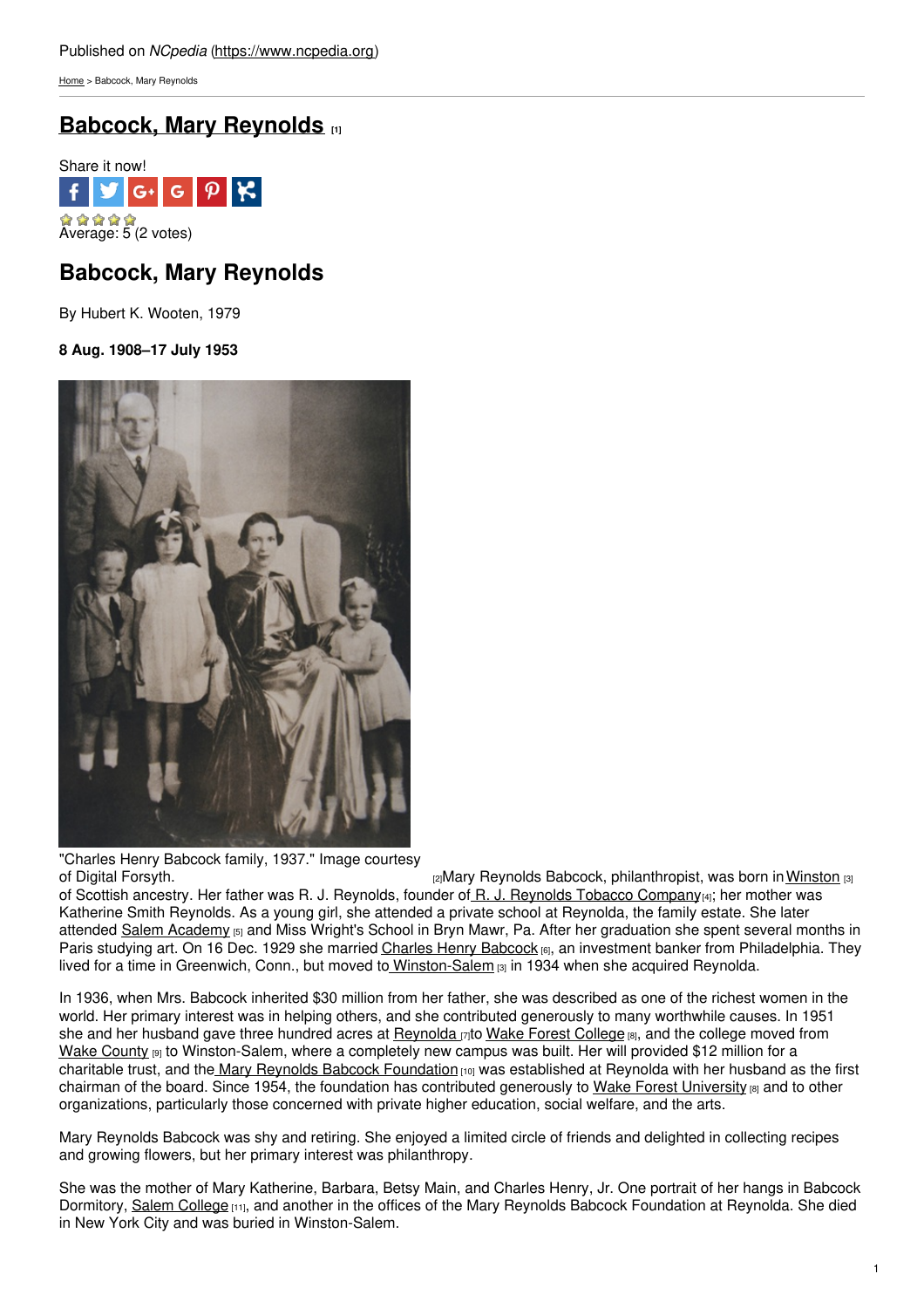Published on *NCpedia* (https://www.ncpedia.org)

Home > Babcock, Mary Reynolds

# Babcock, Mary Reynolds [1]

Share it now!

Average: 5 (2 votes)

## Babcock, Mary Reynolds

By Hubert K. Wooten, 1979

**8 Aug. 1908–17 July 1953**

"Charles Henry Babcock family, 1937." Image courtesy of Digital Forsyth. [2]

Mary Reynolds Babcock, philanthropist, was born in Winston [3] of Scottish ancestry. Her father was R. J. Reynolds, founder of R. J. Reynolds Tobacco Company [4]; her mother was Katherine Smith Reynolds. As a young girl, she attended a private school at Reynolda, the family estate. She later attended Salem Academy [5] and Miss Wright's School in Bryn Mawr, Pa. After her graduation she spent several months in Paris studying art. On 16 Dec. 1929 she married Charles Henry Babcock [6], an investment banker from Philadelphia. They lived for a time in Greenwich, Conn., but moved to Winston-Salem [3] in 1934 when she acquired Reynolda.

In 1936, when Mrs. Babcock inherited $30 million from her father, she was described as one of the richest women in the world. Her primary interest was in helping others, and she contributed generously to many worthwhile causes. In 1951 she and her husband gave three hundred acres at Reynolda [7] to Wake Forest College [8], and the college moved from Wake County [9] to Winston-Salem, where a completely new campus was built. Her will provided $12 million for a charitable trust, and the Mary Reynolds Babcock Foundation [10] was established at Reynolda with her husband as the first chairman of the board. Since 1954, the foundation has contributed generously to Wake Forest University [8] and to other organizations, particularly those concerned with private higher education, social welfare, and the arts.

Mary Reynolds Babcock was shy and retiring. She enjoyed a limited circle of friends and delighted in collecting recipes and growing flowers, but her primary interest was philanthropy.

She was the mother of Mary Katherine, Barbara, Betsy Main, and Charles Henry, Jr. One portrait of her hangs in Babcock Dormitory, Salem College [11], and another in the offices of the Mary Reynolds Babcock Foundation at Reynolda. She died in New York City and was buried in Winston-Salem.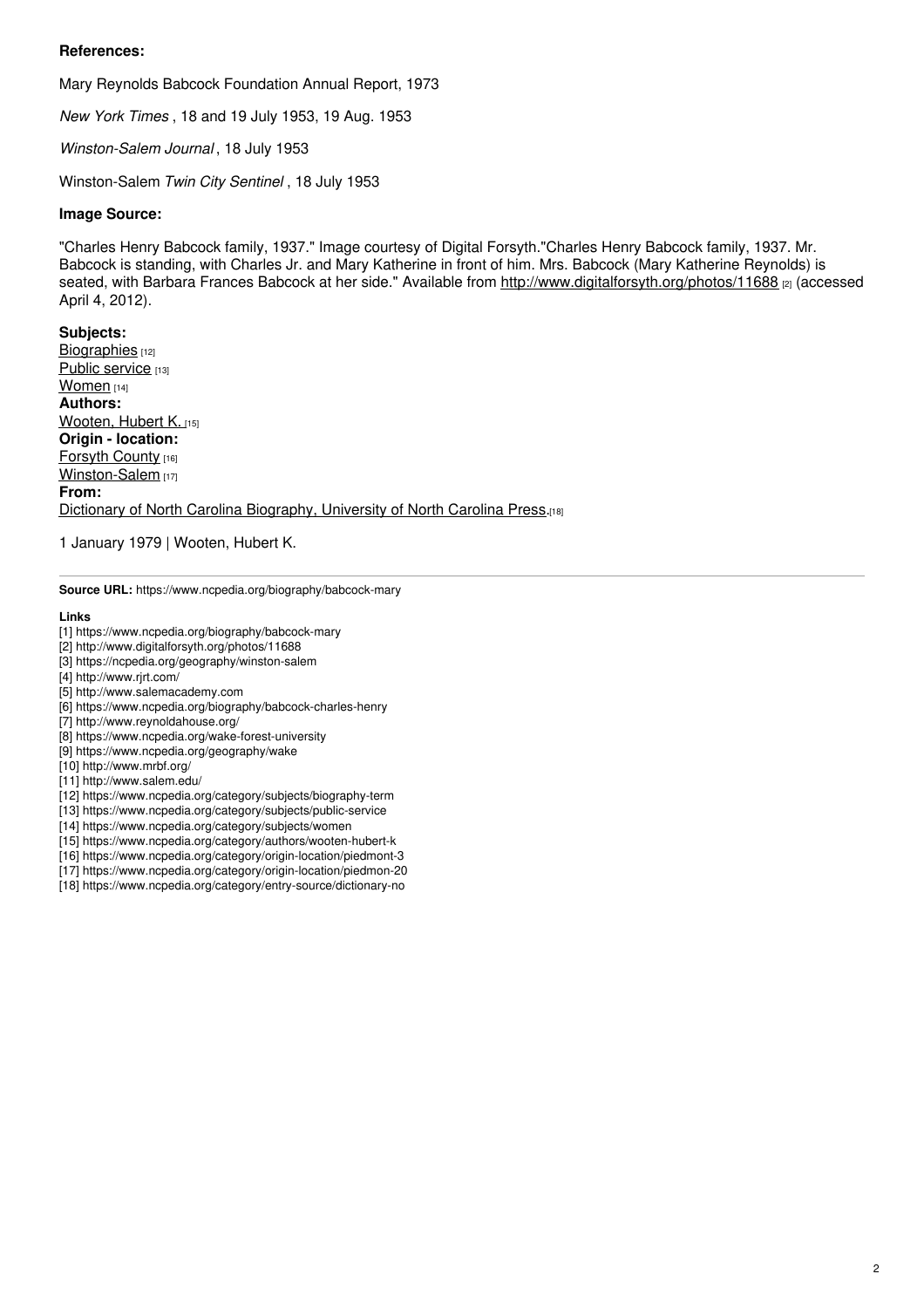**References:**

Mary Reynolds Babcock Foundation Annual Report, 1973

*New York Times* , 18 and 19 July 1953, 19 Aug. 1953

*Winston-Salem Journal* , 18 July 1953

Winston-Salem *Twin City Sentinel* , 18 July 1953

**Image Source:**

"Charles Henry Babcock family, 1937." Image courtesy of Digital Forsyth."Charles Henry Babcock family, 1937. Mr. Babcock is standing, with Charles Jr. and Mary Katherine in front of him. Mrs. Babcock (Mary Katherine Reynolds) is seated, with Barbara Frances Babcock at her side." Available from http://www.digitalforsyth.org/photos/11688 [2] (accessed April 4, 2012).

**Subjects:**
Biographies [12]
Public service [13]
Women [14]
**Authors:**
Wooten, Hubert K. [15]
**Origin - location:**
Forsyth County [16]
Winston-Salem [17]
**From:**
Dictionary of North Carolina Biography, University of North Carolina Press.[18]

1 January 1979 | Wooten, Hubert K.

**Source URL:** https://www.ncpedia.org/biography/babcock-mary

**Links**
[1] https://www.ncpedia.org/biography/babcock-mary
[2] http://www.digitalforsyth.org/photos/11688
[3] https://ncpedia.org/geography/winston-salem
[4] http://www.rjrt.com/
[5] http://www.salemacademy.com
[6] https://www.ncpedia.org/biography/babcock-charles-henry
[7] http://www.reynoldahouse.org/
[8] https://www.ncpedia.org/wake-forest-university
[9] https://www.ncpedia.org/geography/wake
[10] http://www.mrbf.org/
[11] http://www.salem.edu/
[12] https://www.ncpedia.org/category/subjects/biography-term
[13] https://www.ncpedia.org/category/subjects/public-service
[14] https://www.ncpedia.org/category/subjects/women
[15] https://www.ncpedia.org/category/authors/wooten-hubert-k
[16] https://www.ncpedia.org/category/origin-location/piedmont-3
[17] https://www.ncpedia.org/category/origin-location/piedmon-20
[18] https://www.ncpedia.org/category/entry-source/dictionary-no